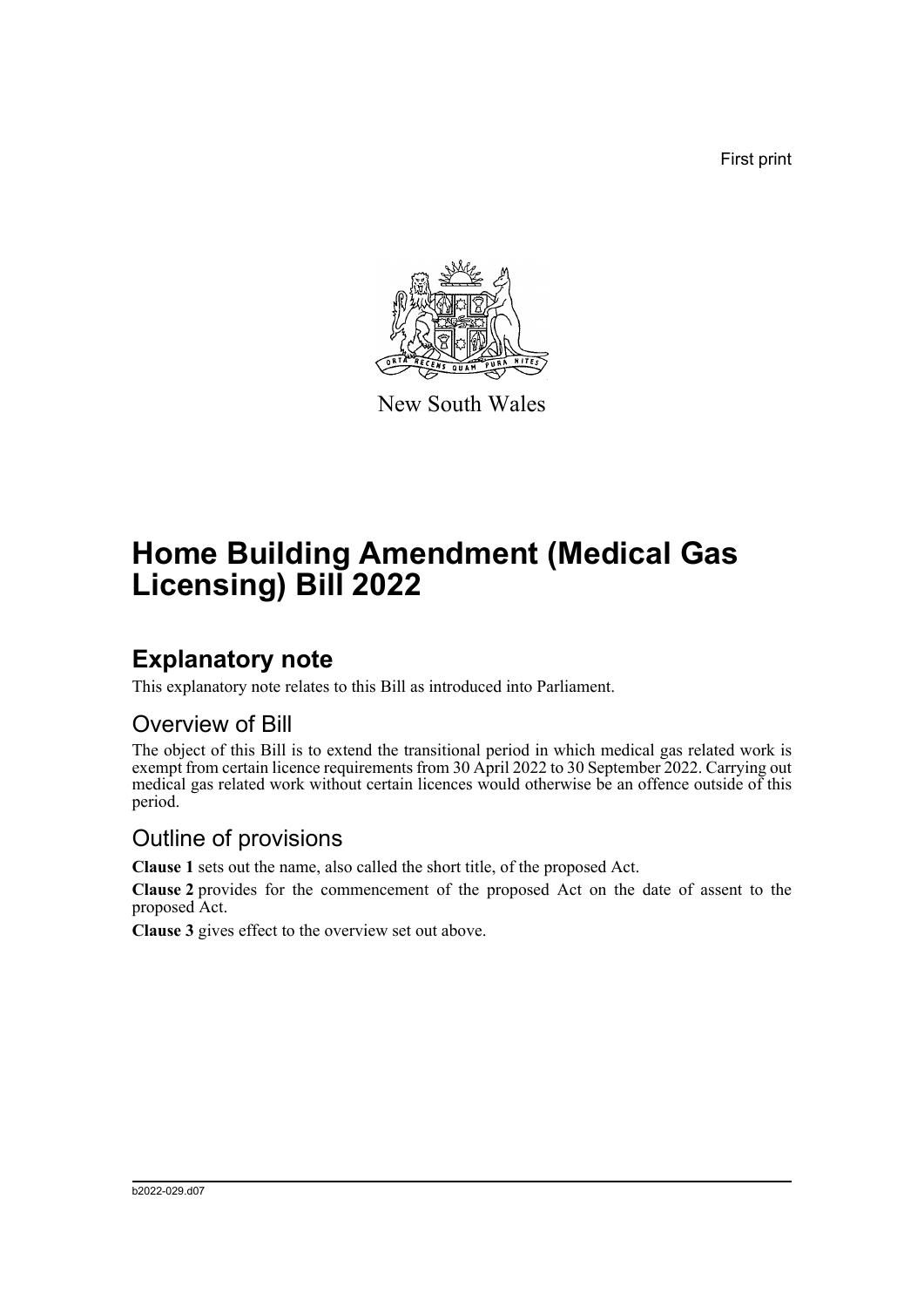First print

New South Wales

# Home Building Amendment (Medical Gas Licensing) Bill 2022

## Explanatory note

This explanatory note relates to this Bill as introduced into Parliament.

### Overview of Bill

The object of this Bill is to extend the transitional period in which medical gas related work is exempt from certain licence requirements from 30 April 2022 to 30 September 2022. Carrying out medical gas related work without certain licences would otherwise be an offence outside of this period.

### Outline of provisions

**Clause 1** sets out the name, also called the short title, of the proposed Act.

**Clause 2** provides for the commencement of the proposed Act on the date of assent to the proposed Act.

**Clause 3** gives effect to the overview set out above.

b2022-029.d07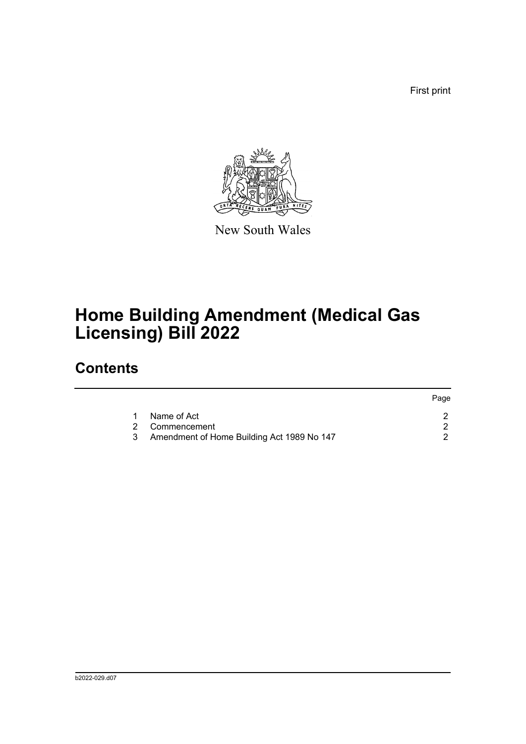First print

New South Wales

# Home Building Amendment (Medical Gas Licensing) Bill 2022

## Contents

| | | Page |
|---|---|---|
| 1 | Name of Act | 2 |
| 2 | Commencement | 2 |
| 3 | Amendment of Home Building Act 1989 No 147 | 2 |

b2022-029.d07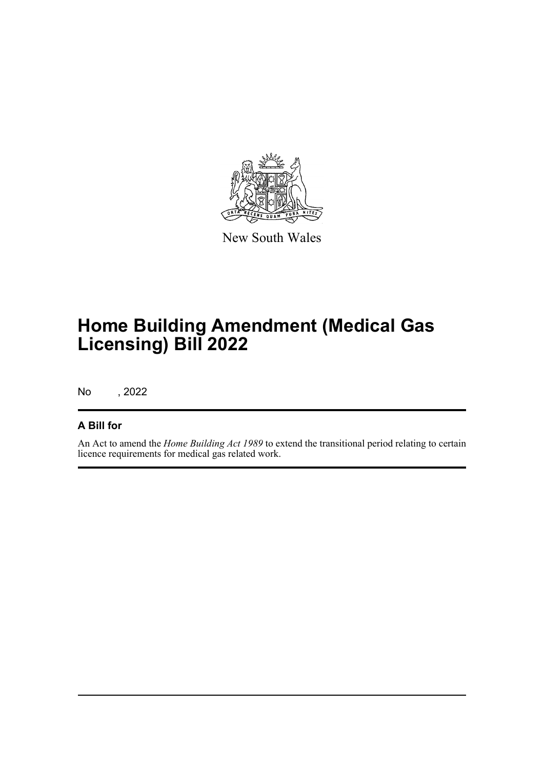New South Wales

# Home Building Amendment (Medical Gas Licensing) Bill 2022

No , 2022

## A Bill for

An Act to amend the *Home Building Act 1989* to extend the transitional period relating to certain licence requirements for medical gas related work.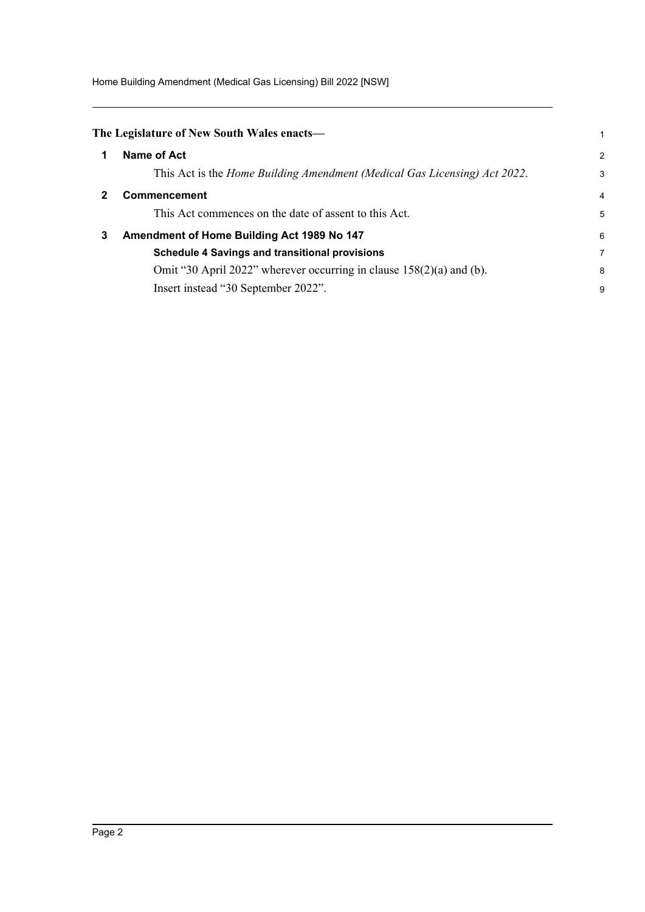**The Legislature of New South Wales enacts—**

## 1 Name of Act

This Act is the *Home Building Amendment (Medical Gas Licensing) Act 2022*.

## 2 Commencement

This Act commences on the date of assent to this Act.

## 3 Amendment of Home Building Act 1989 No 147

**Schedule 4 Savings and transitional provisions**

Omit "30 April 2022" wherever occurring in clause 158(2)(a) and (b).

Insert instead "30 September 2022".